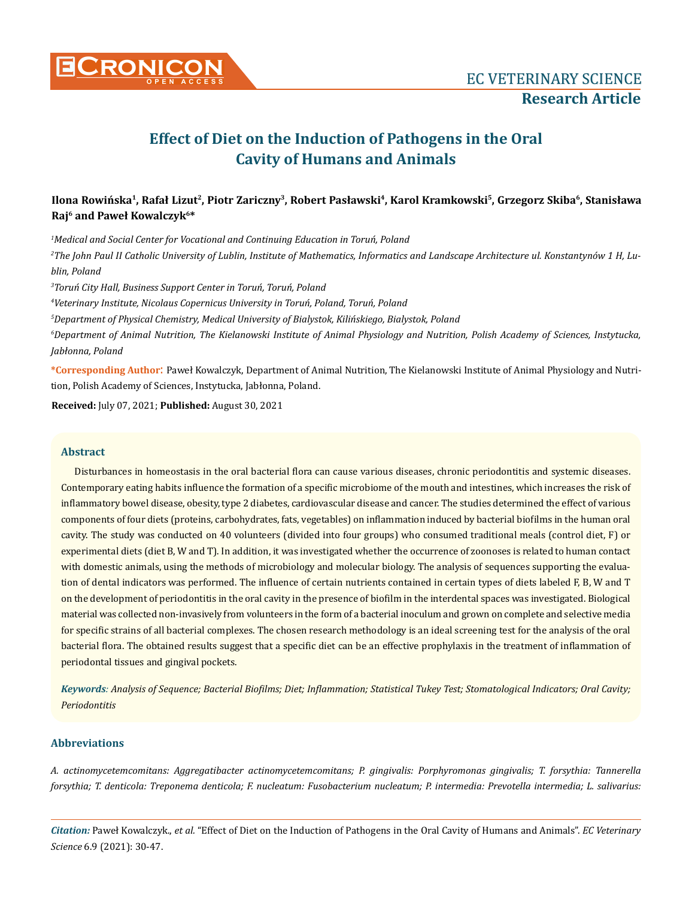# Effect of Diet on the Induction of Pathogens in the Oral Cavity of Humans and Animals

**Ilona Rowińska[1], Rafał Lizut[2], Piotr Zariczny[3], Robert Pasławski[4], Karol Kramkowski[5], Grzegorz Skiba[6], Stanisława Raj[6] and Paweł Kowalczyk[6]***

*[1]Medical and Social Center for Vocational and Continuing Education in Toruń, Poland*

*[2]The John Paul II Catholic University of Lublin, Institute of Mathematics, Informatics and Landscape Architecture ul. Konstantynów 1 H, Lublin, Poland*

*[3]Toruń City Hall, Business Support Center in Toruń, Toruń, Poland*

*[4]Veterinary Institute, Nicolaus Copernicus University in Toruń, Poland, Toruń, Poland*

*[5]Department of Physical Chemistry, Medical University of Bialystok, Kilińskiego, Bialystok, Poland*

*[6]Department of Animal Nutrition, The Kielanowski Institute of Animal Physiology and Nutrition, Polish Academy of Sciences, Instytucka, Jabłonna, Poland*

**\*Corresponding Author:** Paweł Kowalczyk, Department of Animal Nutrition, The Kielanowski Institute of Animal Physiology and Nutrition, Polish Academy of Sciences, Instytucka, Jabłonna, Poland.

**Received:** July 07, 2021; **Published:** August 30, 2021

## Abstract

Disturbances in homeostasis in the oral bacterial flora can cause various diseases, chronic periodontitis and systemic diseases. Contemporary eating habits influence the formation of a specific microbiome of the mouth and intestines, which increases the risk of inflammatory bowel disease, obesity, type 2 diabetes, cardiovascular disease and cancer. The studies determined the effect of various components of four diets (proteins, carbohydrates, fats, vegetables) on inflammation induced by bacterial biofilms in the human oral cavity. The study was conducted on 40 volunteers (divided into four groups) who consumed traditional meals (control diet, F) or experimental diets (diet B, W and T). In addition, it was investigated whether the occurrence of zoonoses is related to human contact with domestic animals, using the methods of microbiology and molecular biology. The analysis of sequences supporting the evaluation of dental indicators was performed. The influence of certain nutrients contained in certain types of diets labeled F, B, W and T on the development of periodontitis in the oral cavity in the presence of biofilm in the interdental spaces was investigated. Biological material was collected non-invasively from volunteers in the form of a bacterial inoculum and grown on complete and selective media for specific strains of all bacterial complexes. The chosen research methodology is an ideal screening test for the analysis of the oral bacterial flora. The obtained results suggest that a specific diet can be an effective prophylaxis in the treatment of inflammation of periodontal tissues and gingival pockets.

***Keywords**: Analysis of Sequence; Bacterial Biofilms; Diet; Inflammation; Statistical Tukey Test; Stomatological Indicators; Oral Cavity; Periodontitis*

## Abbreviations

*A. actinomycetemcomitans: Aggregatibacter actinomycetemcomitans; P. gingivalis: Porphyromonas gingivalis; T. forsythia: Tannerella forsythia; T. denticola: Treponema denticola; F. nucleatum: Fusobacterium nucleatum; P. intermedia: Prevotella intermedia; L. salivarius:*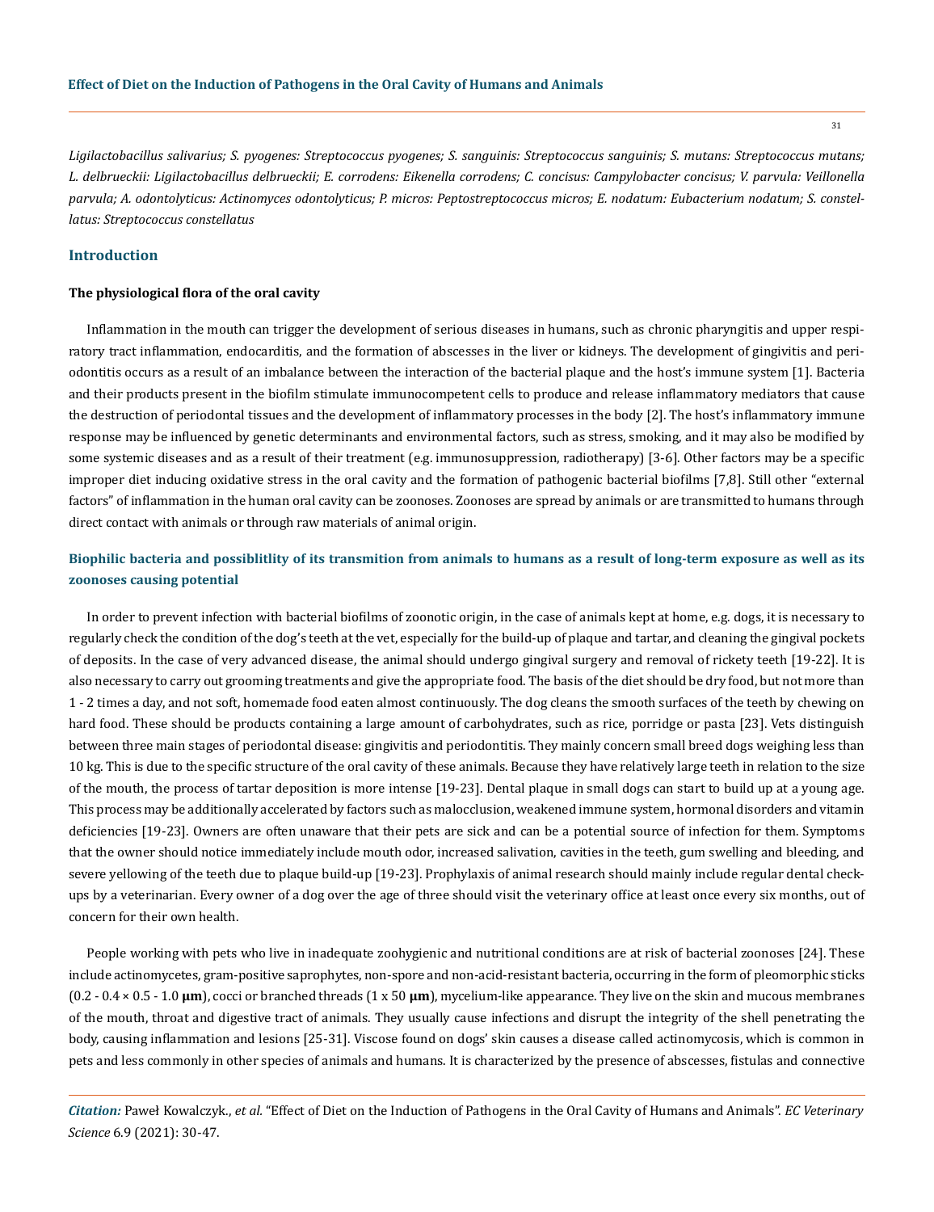*Ligilactobacillus salivarius; S. pyogenes: Streptococcus pyogenes; S. sanguinis: Streptococcus sanguinis; S. mutans: Streptococcus mutans; L. delbrueckii: Ligilactobacillus delbrueckii; E. corrodens: Eikenella corrodens; C. concisus: Campylobacter concisus; V. parvula: Veillonella parvula; A. odontolyticus: Actinomyces odontolyticus; P. micros: Peptostreptococcus micros; E. nodatum: Eubacterium nodatum; S. constellatus: Streptococcus constellatus*

## Introduction

### The physiological flora of the oral cavity

Inflammation in the mouth can trigger the development of serious diseases in humans, such as chronic pharyngitis and upper respiratory tract inflammation, endocarditis, and the formation of abscesses in the liver or kidneys. The development of gingivitis and periodontitis occurs as a result of an imbalance between the interaction of the bacterial plaque and the host's immune system [1]. Bacteria and their products present in the biofilm stimulate immunocompetent cells to produce and release inflammatory mediators that cause the destruction of periodontal tissues and the development of inflammatory processes in the body [2]. The host's inflammatory immune response may be influenced by genetic determinants and environmental factors, such as stress, smoking, and it may also be modified by some systemic diseases and as a result of their treatment (e.g. immunosuppression, radiotherapy) [3-6]. Other factors may be a specific improper diet inducing oxidative stress in the oral cavity and the formation of pathogenic bacterial biofilms [7,8]. Still other "external factors" of inflammation in the human oral cavity can be zoonoses. Zoonoses are spread by animals or are transmitted to humans through direct contact with animals or through raw materials of animal origin.

## Biophilic bacteria and possiblitlity of its transmition from animals to humans as a result of long-term exposure as well as its zoonoses causing potential

In order to prevent infection with bacterial biofilms of zoonotic origin, in the case of animals kept at home, e.g. dogs, it is necessary to regularly check the condition of the dog's teeth at the vet, especially for the build-up of plaque and tartar, and cleaning the gingival pockets of deposits. In the case of very advanced disease, the animal should undergo gingival surgery and removal of rickety teeth [19-22]. It is also necessary to carry out grooming treatments and give the appropriate food. The basis of the diet should be dry food, but not more than 1 - 2 times a day, and not soft, homemade food eaten almost continuously. The dog cleans the smooth surfaces of the teeth by chewing on hard food. These should be products containing a large amount of carbohydrates, such as rice, porridge or pasta [23]. Vets distinguish between three main stages of periodontal disease: gingivitis and periodontitis. They mainly concern small breed dogs weighing less than 10 kg. This is due to the specific structure of the oral cavity of these animals. Because they have relatively large teeth in relation to the size of the mouth, the process of tartar deposition is more intense [19-23]. Dental plaque in small dogs can start to build up at a young age. This process may be additionally accelerated by factors such as malocclusion, weakened immune system, hormonal disorders and vitamin deficiencies [19-23]. Owners are often unaware that their pets are sick and can be a potential source of infection for them. Symptoms that the owner should notice immediately include mouth odor, increased salivation, cavities in the teeth, gum swelling and bleeding, and severe yellowing of the teeth due to plaque build-up [19-23]. Prophylaxis of animal research should mainly include regular dental check-ups by a veterinarian. Every owner of a dog over the age of three should visit the veterinary office at least once every six months, out of concern for their own health.

People working with pets who live in inadequate zoohygienic and nutritional conditions are at risk of bacterial zoonoses [24]. These include actinomycetes, gram-positive saprophytes, non-spore and non-acid-resistant bacteria, occurring in the form of pleomorphic sticks (0.2 - 0.4 × 0.5 - 1.0 **μm**), cocci or branched threads (1 x 50 **μm**), mycelium-like appearance. They live on the skin and mucous membranes of the mouth, throat and digestive tract of animals. They usually cause infections and disrupt the integrity of the shell penetrating the body, causing inflammation and lesions [25-31]. Viscose found on dogs' skin causes a disease called actinomycosis, which is common in pets and less commonly in other species of animals and humans. It is characterized by the presence of abscesses, fistulas and connective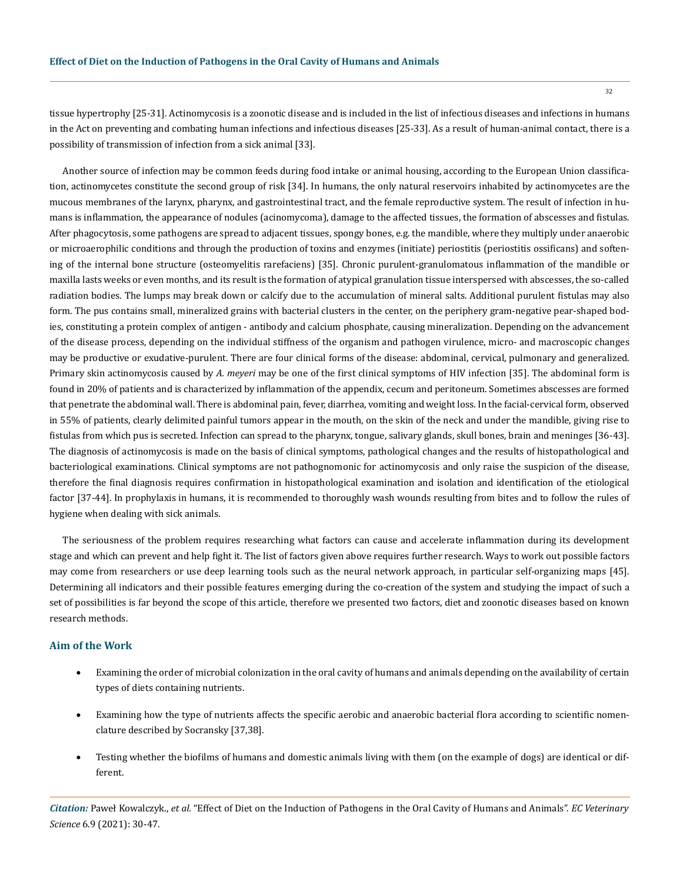tissue hypertrophy [25-31]. Actinomycosis is a zoonotic disease and is included in the list of infectious diseases and infections in humans in the Act on preventing and combating human infections and infectious diseases [25-33]. As a result of human-animal contact, there is a possibility of transmission of infection from a sick animal [33].

Another source of infection may be common feeds during food intake or animal housing, according to the European Union classification, actinomycetes constitute the second group of risk [34]. In humans, the only natural reservoirs inhabited by actinomycetes are the mucous membranes of the larynx, pharynx, and gastrointestinal tract, and the female reproductive system. The result of infection in humans is inflammation, the appearance of nodules (acinomycoma), damage to the affected tissues, the formation of abscesses and fistulas. After phagocytosis, some pathogens are spread to adjacent tissues, spongy bones, e.g. the mandible, where they multiply under anaerobic or microaerophilic conditions and through the production of toxins and enzymes (initiate) periostitis (periostitis ossificans) and softening of the internal bone structure (osteomyelitis rarefaciens) [35]. Chronic purulent-granulomatous inflammation of the mandible or maxilla lasts weeks or even months, and its result is the formation of atypical granulation tissue interspersed with abscesses, the so-called radiation bodies. The lumps may break down or calcify due to the accumulation of mineral salts. Additional purulent fistulas may also form. The pus contains small, mineralized grains with bacterial clusters in the center, on the periphery gram-negative pear-shaped bodies, constituting a protein complex of antigen - antibody and calcium phosphate, causing mineralization. Depending on the advancement of the disease process, depending on the individual stiffness of the organism and pathogen virulence, micro- and macroscopic changes may be productive or exudative-purulent. There are four clinical forms of the disease: abdominal, cervical, pulmonary and generalized. Primary skin actinomycosis caused by *A. meyeri* may be one of the first clinical symptoms of HIV infection [35]. The abdominal form is found in 20% of patients and is characterized by inflammation of the appendix, cecum and peritoneum. Sometimes abscesses are formed that penetrate the abdominal wall. There is abdominal pain, fever, diarrhea, vomiting and weight loss. In the facial-cervical form, observed in 55% of patients, clearly delimited painful tumors appear in the mouth, on the skin of the neck and under the mandible, giving rise to fistulas from which pus is secreted. Infection can spread to the pharynx, tongue, salivary glands, skull bones, brain and meninges [36-43]. The diagnosis of actinomycosis is made on the basis of clinical symptoms, pathological changes and the results of histopathological and bacteriological examinations. Clinical symptoms are not pathognomonic for actinomycosis and only raise the suspicion of the disease, therefore the final diagnosis requires confirmation in histopathological examination and isolation and identification of the etiological factor [37-44]. In prophylaxis in humans, it is recommended to thoroughly wash wounds resulting from bites and to follow the rules of hygiene when dealing with sick animals.

The seriousness of the problem requires researching what factors can cause and accelerate inflammation during its development stage and which can prevent and help fight it. The list of factors given above requires further research. Ways to work out possible factors may come from researchers or use deep learning tools such as the neural network approach, in particular self-organizing maps [45]. Determining all indicators and their possible features emerging during the co-creation of the system and studying the impact of such a set of possibilities is far beyond the scope of this article, therefore we presented two factors, diet and zoonotic diseases based on known research methods.

## Aim of the Work

- Examining the order of microbial colonization in the oral cavity of humans and animals depending on the availability of certain types of diets containing nutrients.
- Examining how the type of nutrients affects the specific aerobic and anaerobic bacterial flora according to scientific nomenclature described by Socransky [37,38].
- Testing whether the biofilms of humans and domestic animals living with them (on the example of dogs) are identical or different.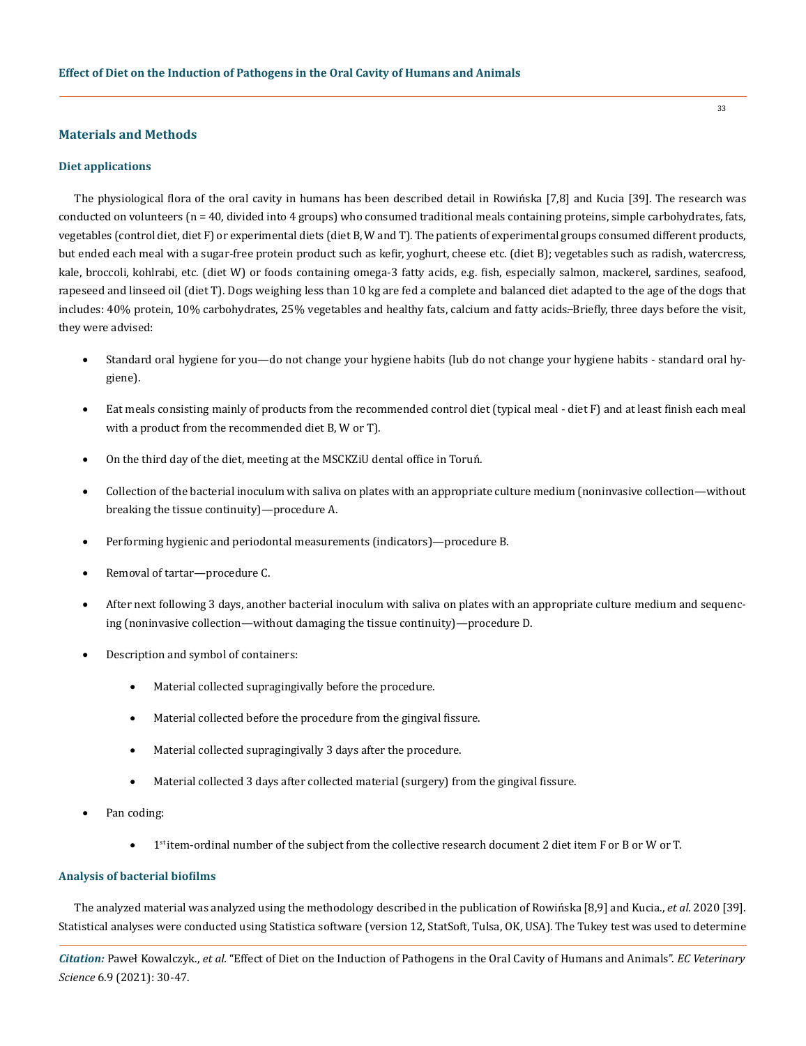## Materials and Methods

### Diet applications

The physiological flora of the oral cavity in humans has been described detail in Rowińska [7,8] and Kucia [39]. The research was conducted on volunteers (n = 40, divided into 4 groups) who consumed traditional meals containing proteins, simple carbohydrates, fats, vegetables (control diet, diet F) or experimental diets (diet B, W and T). The patients of experimental groups consumed different products, but ended each meal with a sugar-free protein product such as kefir, yoghurt, cheese etc. (diet B); vegetables such as radish, watercress, kale, broccoli, kohlrabi, etc. (diet W) or foods containing omega-3 fatty acids, e.g. fish, especially salmon, mackerel, sardines, seafood, rapeseed and linseed oil (diet T). Dogs weighing less than 10 kg are fed a complete and balanced diet adapted to the age of the dogs that includes: 40% protein, 10% carbohydrates, 25% vegetables and healthy fats, calcium and fatty acids. Briefly, three days before the visit, they were advised:

- Standard oral hygiene for you—do not change your hygiene habits (lub do not change your hygiene habits - standard oral hygiene).
- Eat meals consisting mainly of products from the recommended control diet (typical meal - diet F) and at least finish each meal with a product from the recommended diet B, W or T).
- On the third day of the diet, meeting at the MSCKZiU dental office in Toruń.
- Collection of the bacterial inoculum with saliva on plates with an appropriate culture medium (noninvasive collection—without breaking the tissue continuity)—procedure A.
- Performing hygienic and periodontal measurements (indicators)—procedure B.
- Removal of tartar—procedure C.
- After next following 3 days, another bacterial inoculum with saliva on plates with an appropriate culture medium and sequencing (noninvasive collection—without damaging the tissue continuity)—procedure D.
- Description and symbol of containers:
  - Material collected supragingivally before the procedure.
  - Material collected before the procedure from the gingival fissure.
  - Material collected supragingivally 3 days after the procedure.
  - Material collected 3 days after collected material (surgery) from the gingival fissure.
- Pan coding:
  - 1st item-ordinal number of the subject from the collective research document 2 diet item F or B or W or T.

### Analysis of bacterial biofilms

The analyzed material was analyzed using the methodology described in the publication of Rowińska [8,9] and Kucia., *et al*. 2020 [39]. Statistical analyses were conducted using Statistica software (version 12, StatSoft, Tulsa, OK, USA). The Tukey test was used to determine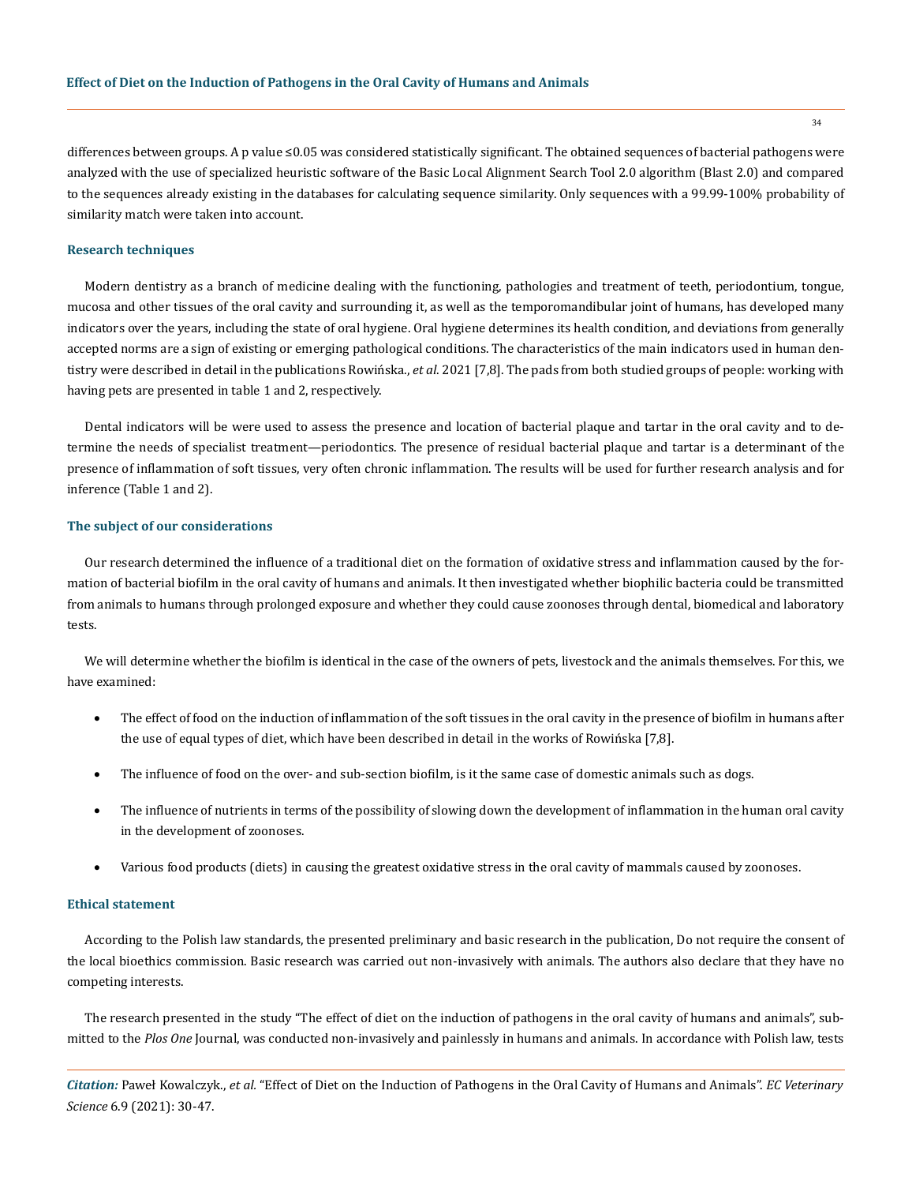differences between groups. A p value ≤0.05 was considered statistically significant. The obtained sequences of bacterial pathogens were analyzed with the use of specialized heuristic software of the Basic Local Alignment Search Tool 2.0 algorithm (Blast 2.0) and compared to the sequences already existing in the databases for calculating sequence similarity. Only sequences with a 99.99-100% probability of similarity match were taken into account.

### Research techniques

Modern dentistry as a branch of medicine dealing with the functioning, pathologies and treatment of teeth, periodontium, tongue, mucosa and other tissues of the oral cavity and surrounding it, as well as the temporomandibular joint of humans, has developed many indicators over the years, including the state of oral hygiene. Oral hygiene determines its health condition, and deviations from generally accepted norms are a sign of existing or emerging pathological conditions. The characteristics of the main indicators used in human dentistry were described in detail in the publications Rowińska., *et al*. 2021 [7,8]. The pads from both studied groups of people: working with having pets are presented in table 1 and 2, respectively.

Dental indicators will be were used to assess the presence and location of bacterial plaque and tartar in the oral cavity and to determine the needs of specialist treatment—periodontics. The presence of residual bacterial plaque and tartar is a determinant of the presence of inflammation of soft tissues, very often chronic inflammation. The results will be used for further research analysis and for inference (Table 1 and 2).

### The subject of our considerations

Our research determined the influence of a traditional diet on the formation of oxidative stress and inflammation caused by the formation of bacterial biofilm in the oral cavity of humans and animals. It then investigated whether biophilic bacteria could be transmitted from animals to humans through prolonged exposure and whether they could cause zoonoses through dental, biomedical and laboratory tests.

We will determine whether the biofilm is identical in the case of the owners of pets, livestock and the animals themselves. For this, we have examined:

- The effect of food on the induction of inflammation of the soft tissues in the oral cavity in the presence of biofilm in humans after the use of equal types of diet, which have been described in detail in the works of Rowińska [7,8].
- The influence of food on the over- and sub-section biofilm, is it the same case of domestic animals such as dogs.
- The influence of nutrients in terms of the possibility of slowing down the development of inflammation in the human oral cavity in the development of zoonoses.
- Various food products (diets) in causing the greatest oxidative stress in the oral cavity of mammals caused by zoonoses.

### Ethical statement

According to the Polish law standards, the presented preliminary and basic research in the publication, Do not require the consent of the local bioethics commission. Basic research was carried out non-invasively with animals. The authors also declare that they have no competing interests.

The research presented in the study "The effect of diet on the induction of pathogens in the oral cavity of humans and animals", submitted to the *Plos One* Journal, was conducted non-invasively and painlessly in humans and animals. In accordance with Polish law, tests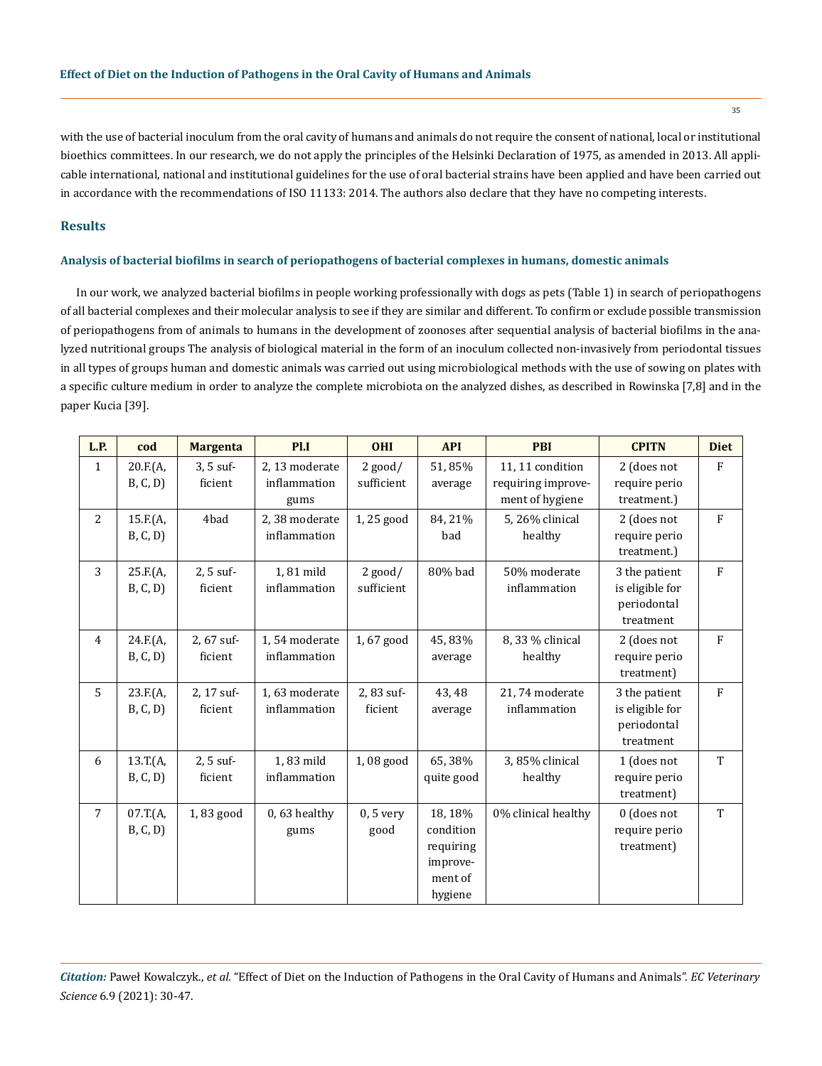with the use of bacterial inoculum from the oral cavity of humans and animals do not require the consent of national, local or institutional bioethics committees. In our research, we do not apply the principles of the Helsinki Declaration of 1975, as amended in 2013. All applicable international, national and institutional guidelines for the use of oral bacterial strains have been applied and have been carried out in accordance with the recommendations of ISO 11133: 2014. The authors also declare that they have no competing interests.

## Results

### Analysis of bacterial biofilms in search of periopathogens of bacterial complexes in humans, domestic animals

In our work, we analyzed bacterial biofilms in people working professionally with dogs as pets (Table 1) in search of periopathogens of all bacterial complexes and their molecular analysis to see if they are similar and different. To confirm or exclude possible transmission of periopathogens from of animals to humans in the development of zoonoses after sequential analysis of bacterial biofilms in the analyzed nutritional groups The analysis of biological material in the form of an inoculum collected non-invasively from periodontal tissues in all types of groups human and domestic animals was carried out using microbiological methods with the use of sowing on plates with a specific culture medium in order to analyze the complete microbiota on the analyzed dishes, as described in Rowinska [7,8] and in the paper Kucia [39].

| L.P. | cod | Margenta | Pl.I | OHI | API | PBI | CPITN | Diet |
|---|---|---|---|---|---|---|---|---|
| 1 | 20.F.(A, B, C, D) | 3, 5 sufficient | 2, 13 moderate inflammation gums | 2 good/ sufficient | 51, 85% average | 11, 11 condition requiring improvement of hygiene | 2 (does not require perio treatment.) | F |
| 2 | 15.F.(A, B, C, D) | 4bad | 2, 38 moderate inflammation | 1, 25 good | 84, 21% bad | 5, 26% clinical healthy | 2 (does not require perio treatment.) | F |
| 3 | 25.F.(A, B, C, D) | 2, 5 sufficient | 1, 81 mild inflammation | 2 good/ sufficient | 80% bad | 50% moderate inflammation | 3 the patient is eligible for periodontal treatment | F |
| 4 | 24.F.(A, B, C, D) | 2, 67 sufficient | 1, 54 moderate inflammation | 1, 67 good | 45, 83% average | 8, 33 % clinical healthy | 2 (does not require perio treatment) | F |
| 5 | 23.F.(A, B, C, D) | 2, 17 sufficient | 1, 63 moderate inflammation | 2, 83 sufficient | 43, 48 average | 21, 74 moderate inflammation | 3 the patient is eligible for periodontal treatment | F |
| 6 | 13.T.(A, B, C, D) | 2, 5 sufficient | 1, 83 mild inflammation | 1, 08 good | 65, 38% quite good | 3, 85% clinical healthy | 1 (does not require perio treatment) | T |
| 7 | 07.T.(A, B, C, D) | 1, 83 good | 0, 63 healthy gums | 0, 5 very good | 18, 18% condition requiring improvement of hygiene | 0% clinical healthy | 0 (does not require perio treatment) | T |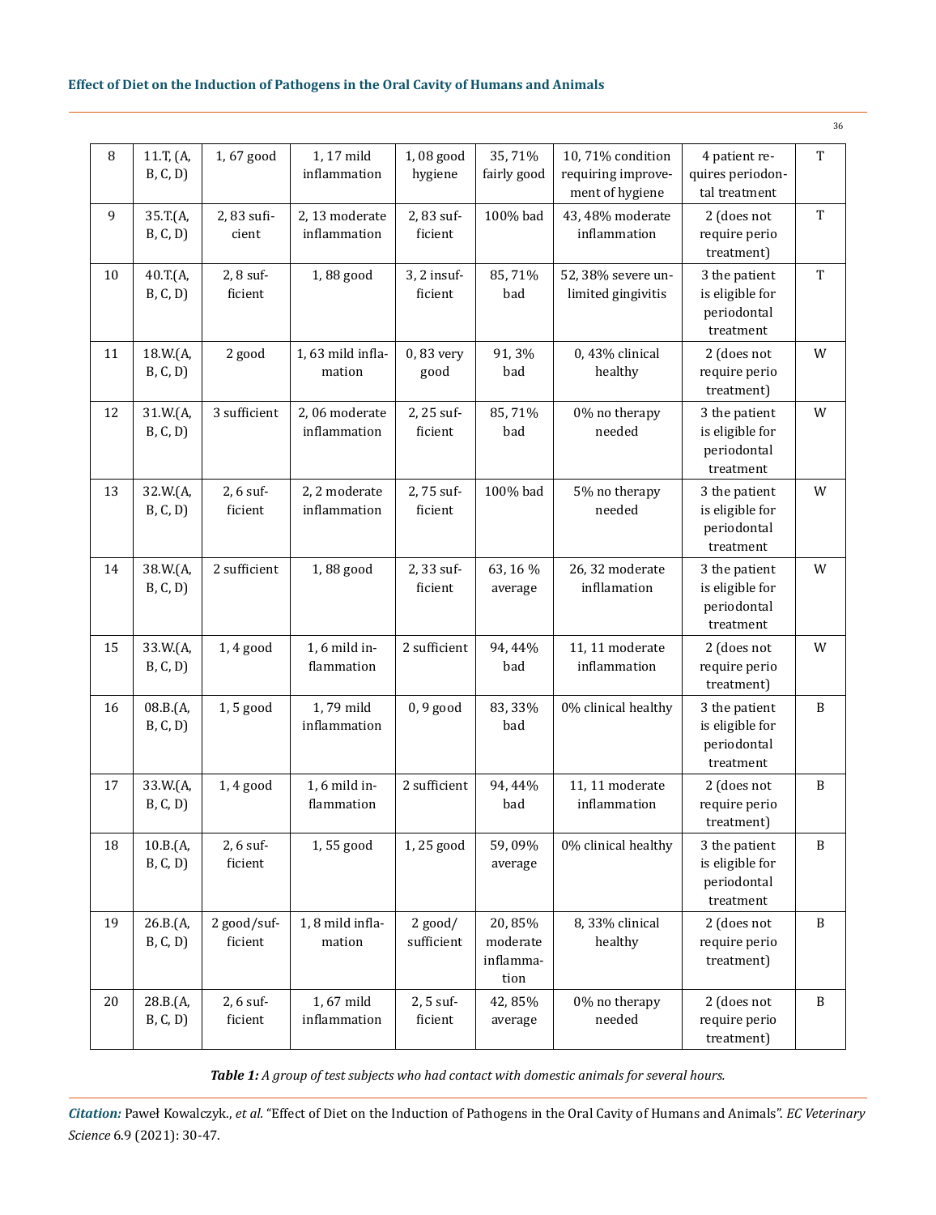| 8 | 11.T, (A, B, C, D) | 1, 67 good | 1, 17 mild inflammation | 1, 08 good hygiene | 35, 71% fairly good | 10, 71% condition requiring improvement of hygiene | 4 patient requires periodontal treatment | T |
|---|---|---|---|---|---|---|---|---|
| 9 | 35.T.(A, B, C, D) | 2, 83 suficient | 2, 13 moderate inflammation | 2, 83 sufficient | 100% bad | 43, 48% moderate inflammation | 2 (does not require perio treatment) | T |
| 10 | 40.T.(A, B, C, D) | 2, 8 sufficient | 1, 88 good | 3, 2 insufficient | 85, 71% bad | 52, 38% severe unlimited gingivitis | 3 the patient is eligible for periodontal treatment | T |
| 11 | 18.W.(A, B, C, D) | 2 good | 1, 63 mild inflamation | 0, 83 very good | 91, 3% bad | 0, 43% clinical healthy | 2 (does not require perio treatment) | W |
| 12 | 31.W.(A, B, C, D) | 3 sufficient | 2, 06 moderate inflammation | 2, 25 sufficient | 85, 71% bad | 0% no therapy needed | 3 the patient is eligible for periodontal treatment | W |
| 13 | 32.W.(A, B, C, D) | 2, 6 sufficient | 2, 2 moderate inflammation | 2, 75 sufficient | 100% bad | 5% no therapy needed | 3 the patient is eligible for periodontal treatment | W |
| 14 | 38.W.(A, B, C, D) | 2 sufficient | 1, 88 good | 2, 33 sufficient | 63, 16 % average | 26, 32 moderate infllamation | 3 the patient is eligible for periodontal treatment | W |
| 15 | 33.W.(A, B, C, D) | 1, 4 good | 1, 6 mild inflammation | 2 sufficient | 94, 44% bad | 11, 11 moderate inflammation | 2 (does not require perio treatment) | W |
| 16 | 08.B.(A, B, C, D) | 1, 5 good | 1, 79 mild inflammation | 0, 9 good | 83, 33% bad | 0% clinical healthy | 3 the patient is eligible for periodontal treatment | B |
| 17 | 33.W.(A, B, C, D) | 1, 4 good | 1, 6 mild inflammation | 2 sufficient | 94, 44% bad | 11, 11 moderate inflammation | 2 (does not require perio treatment) | B |
| 18 | 10.B.(A, B, C, D) | 2, 6 sufficient | 1, 55 good | 1, 25 good | 59, 09% average | 0% clinical healthy | 3 the patient is eligible for periodontal treatment | B |
| 19 | 26.B.(A, B, C, D) | 2 good/sufficient | 1, 8 mild inflamation | 2 good/ sufficient | 20, 85% moderate inflammation | 8, 33% clinical healthy | 2 (does not require perio treatment) | B |
| 20 | 28.B.(A, B, C, D) | 2, 6 sufficient | 1, 67 mild inflammation | 2, 5 sufficient | 42, 85% average | 0% no therapy needed | 2 (does not require perio treatment) | B |

***Table 1:*** *A group of test subjects who had contact with domestic animals for several hours.*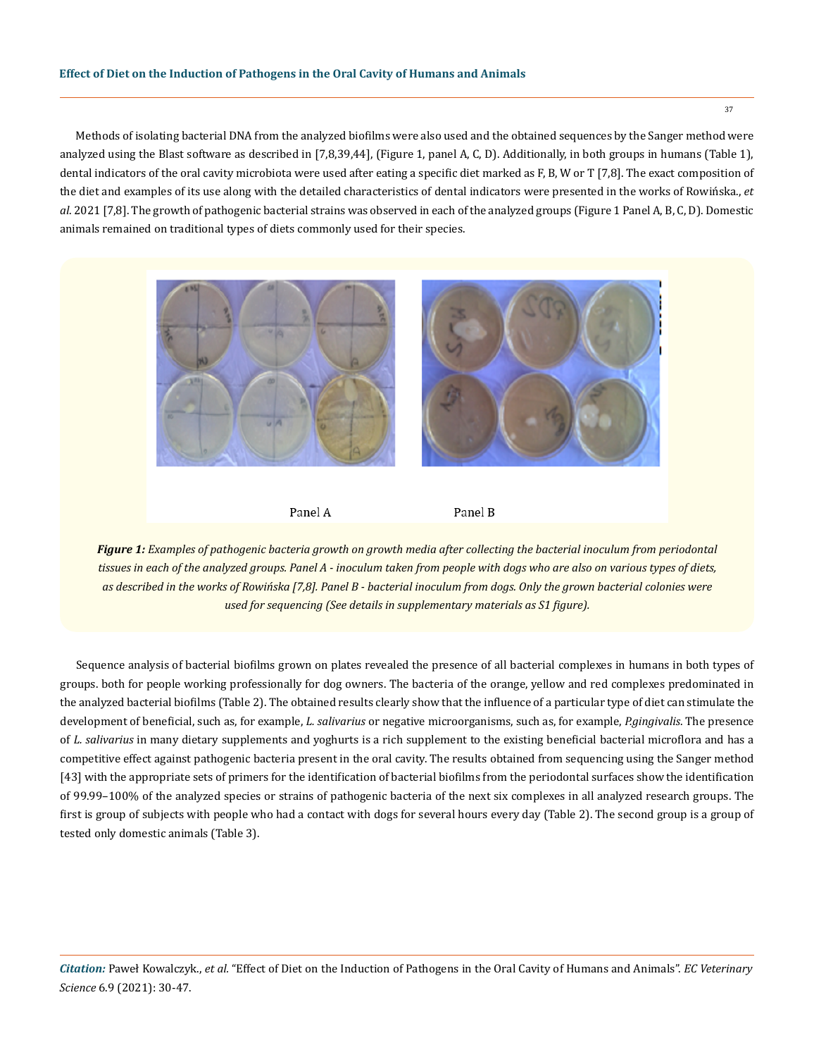Methods of isolating bacterial DNA from the analyzed biofilms were also used and the obtained sequences by the Sanger method were analyzed using the Blast software as described in [7,8,39,44], (Figure 1, panel A, C, D). Additionally, in both groups in humans (Table 1), dental indicators of the oral cavity microbiota were used after eating a specific diet marked as F, B, W or T [7,8]. The exact composition of the diet and examples of its use along with the detailed characteristics of dental indicators were presented in the works of Rowińska., *et al.* 2021 [7,8]. The growth of pathogenic bacterial strains was observed in each of the analyzed groups (Figure 1 Panel A, B, C, D). Domestic animals remained on traditional types of diets commonly used for their species.

Panel A Panel B

***Figure 1:*** *Examples of pathogenic bacteria growth on growth media after collecting the bacterial inoculum from periodontal tissues in each of the analyzed groups. Panel A - inoculum taken from people with dogs who are also on various types of diets, as described in the works of Rowińska [7,8]. Panel B - bacterial inoculum from dogs. Only the grown bacterial colonies were used for sequencing (See details in supplementary materials as S1 figure).*

Sequence analysis of bacterial biofilms grown on plates revealed the presence of all bacterial complexes in humans in both types of groups. both for people working professionally for dog owners. The bacteria of the orange, yellow and red complexes predominated in the analyzed bacterial biofilms (Table 2). The obtained results clearly show that the influence of a particular type of diet can stimulate the development of beneficial, such as, for example, *L. salivarius* or negative microorganisms, such as, for example, *P.gingivalis*. The presence of *L. salivarius* in many dietary supplements and yoghurts is a rich supplement to the existing beneficial bacterial microflora and has a competitive effect against pathogenic bacteria present in the oral cavity. The results obtained from sequencing using the Sanger method [43] with the appropriate sets of primers for the identification of bacterial biofilms from the periodontal surfaces show the identification of 99.99–100% of the analyzed species or strains of pathogenic bacteria of the next six complexes in all analyzed research groups. The first is group of subjects with people who had a contact with dogs for several hours every day (Table 2). The second group is a group of tested only domestic animals (Table 3).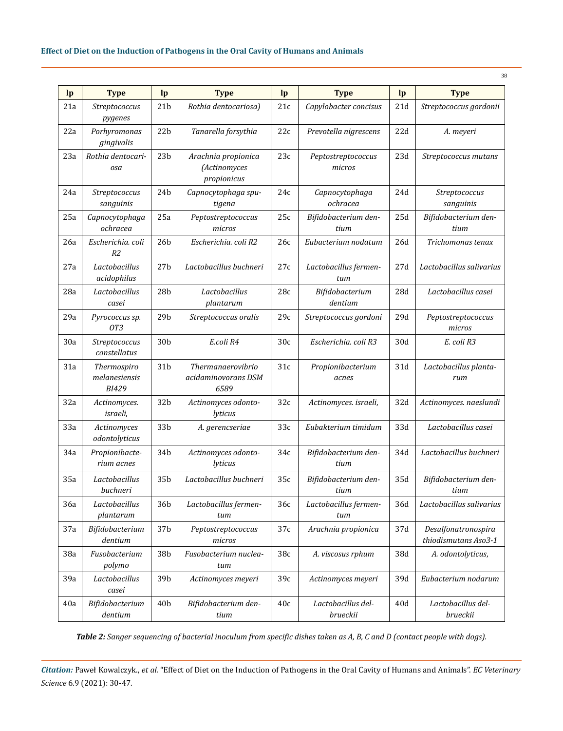| lp | Type | lp | Type | lp | Type | lp | Type |
|---|---|---|---|---|---|---|---|
| 21a | *Streptococcus pygenes* | 21b | *Rothia dentocariosa)* | 21c | *Capylobacter concisus* | 21d | *Streptococcus gordonii* |
| 22a | *Porhyromonas gingivalis* | 22b | *Tanarella forsythia* | 22c | *Prevotella nigrescens* | 22d | *A. meyeri* |
| 23a | *Rothia dentocariosa* | 23b | *Arachnia propionica (Actinomyces propionicus* | 23c | *Peptostreptococcus micros* | 23d | *Streptococcus mutans* |
| 24a | *Streptococcus sanguinis* | 24b | *Capnocytophaga sputigena* | 24c | *Capnocytophaga ochracea* | 24d | *Streptococcus sanguinis* |
| 25a | *Capnocytophaga ochracea* | 25a | *Peptostreptococcus micros* | 25c | *Bifidobacterium dentium* | 25d | *Bifidobacterium dentium* |
| 26a | *Escherichia. coli R2* | 26b | *Escherichia. coli R2* | 26c | *Eubacterium nodatum* | 26d | *Trichomonas tenax* |
| 27a | *Lactobacillus acidophilus* | 27b | *Lactobacillus buchneri* | 27c | *Lactobacillus fermentum* | 27d | *Lactobacillus salivarius* |
| 28a | *Lactobacillus casei* | 28b | *Lactobacillus plantarum* | 28c | *Bifidobacterium dentium* | 28d | *Lactobacillus casei* |
| 29a | *Pyrococcus sp. OT3* | 29b | *Streptococcus oralis* | 29c | *Streptococcus gordoni* | 29d | *Peptostreptococcus micros* |
| 30a | *Streptococcus constellatus* | 30b | *E.coli R4* | 30c | *Escherichia. coli R3* | 30d | *E. coli R3* |
| 31a | *Thermospiro melanesiensis BI429* | 31b | *Thermanaerovibrio acidaminovorans DSM 6589* | 31c | *Propionibacterium acnes* | 31d | *Lactobacillus plantarum* |
| 32a | *Actinomyces. israeli,* | 32b | *Actinomyces odontolyticus* | 32c | *Actinomyces. israeli,* | 32d | *Actinomyces. naeslundi* |
| 33a | *Actinomyces odontolyticus* | 33b | *A. gerencseriae* | 33c | *Eubakterium timidum* | 33d | *Lactobacillus casei* |
| 34a | *Propionibacterium acnes* | 34b | *Actinomyces odontolyticus* | 34c | *Bifidobacterium dentium* | 34d | *Lactobacillus buchneri* |
| 35a | *Lactobacillus buchneri* | 35b | *Lactobacillus buchneri* | 35c | *Bifidobacterium dentium* | 35d | *Bifidobacterium dentium* |
| 36a | *Lactobacillus plantarum* | 36b | *Lactobacillus fermentum* | 36c | *Lactobacillus fermentum* | 36d | *Lactobacillus salivarius* |
| 37a | *Bifidobacterium dentium* | 37b | *Peptostreptococcus micros* | 37c | *Arachnia propionica* | 37d | *Desulfonatronospira thiodismutans Aso3-1* |
| 38a | *Fusobacterium polymo* | 38b | *Fusobacterium nucleatum* | 38c | *A. viscosus rphum* | 38d | *A. odontolyticus,* |
| 39a | *Lactobacillus casei* | 39b | *Actinomyces meyeri* | 39c | *Actinomyces meyeri* | 39d | *Eubacterium nodarum* |
| 40a | *Bifidobacterium dentium* | 40b | *Bifidobacterium dentium* | 40c | *Lactobacillus delbrueckii* | 40d | *Lactobacillus delbrueckii* |

***Table 2:*** *Sanger sequencing of bacterial inoculum from specific dishes taken as A, B, C and D (contact people with dogs).*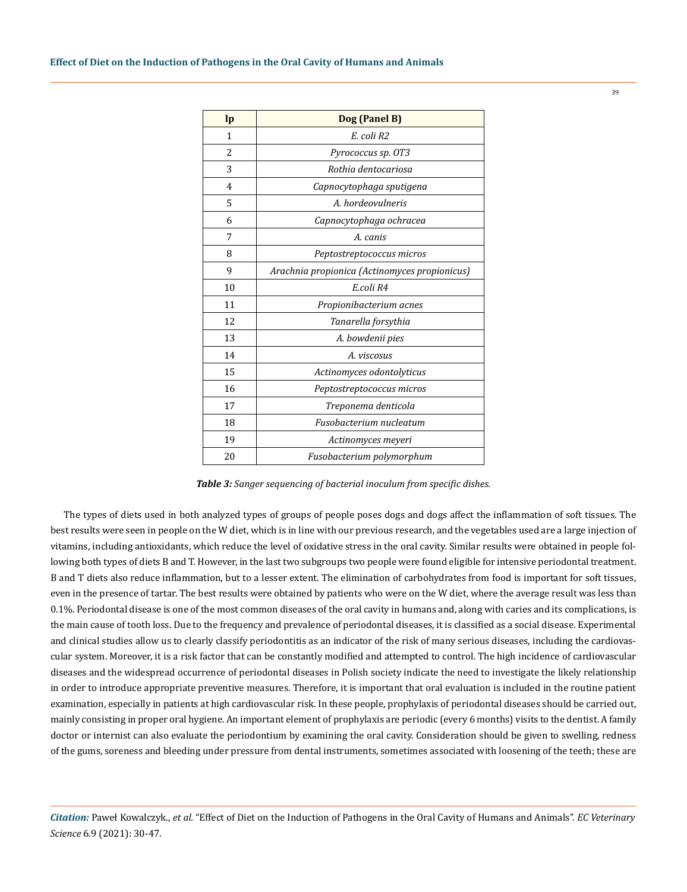| lp | Dog (Panel B) |
|---|---|
| 1 | *E. coli R2* |
| 2 | *Pyrococcus sp. OT3* |
| 3 | *Rothia dentocariosa* |
| 4 | *Capnocytophaga sputigena* |
| 5 | *A. hordeovulneris* |
| 6 | *Capnocytophaga ochracea* |
| 7 | *A. canis* |
| 8 | *Peptostreptococcus micros* |
| 9 | *Arachnia propionica (Actinomyces propionicus)* |
| 10 | *E.coli R4* |
| 11 | *Propionibacterium acnes* |
| 12 | *Tanarella forsythia* |
| 13 | *A. bowdenii pies* |
| 14 | *A. viscosus* |
| 15 | *Actinomyces odontolyticus* |
| 16 | *Peptostreptococcus micros* |
| 17 | *Treponema denticola* |
| 18 | *Fusobacterium nucleatum* |
| 19 | *Actinomyces meyeri* |
| 20 | *Fusobacterium polymorphum* |

***Table 3:*** *Sanger sequencing of bacterial inoculum from specific dishes.*

The types of diets used in both analyzed types of groups of people poses dogs and dogs affect the inflammation of soft tissues. The best results were seen in people on the W diet, which is in line with our previous research, and the vegetables used are a large injection of vitamins, including antioxidants, which reduce the level of oxidative stress in the oral cavity. Similar results were obtained in people following both types of diets B and T. However, in the last two subgroups two people were found eligible for intensive periodontal treatment. B and T diets also reduce inflammation, but to a lesser extent. The elimination of carbohydrates from food is important for soft tissues, even in the presence of tartar. The best results were obtained by patients who were on the W diet, where the average result was less than 0.1%. Periodontal disease is one of the most common diseases of the oral cavity in humans and, along with caries and its complications, is the main cause of tooth loss. Due to the frequency and prevalence of periodontal diseases, it is classified as a social disease. Experimental and clinical studies allow us to clearly classify periodontitis as an indicator of the risk of many serious diseases, including the cardiovascular system. Moreover, it is a risk factor that can be constantly modified and attempted to control. The high incidence of cardiovascular diseases and the widespread occurrence of periodontal diseases in Polish society indicate the need to investigate the likely relationship in order to introduce appropriate preventive measures. Therefore, it is important that oral evaluation is included in the routine patient examination, especially in patients at high cardiovascular risk. In these people, prophylaxis of periodontal diseases should be carried out, mainly consisting in proper oral hygiene. An important element of prophylaxis are periodic (every 6 months) visits to the dentist. A family doctor or internist can also evaluate the periodontium by examining the oral cavity. Consideration should be given to swelling, redness of the gums, soreness and bleeding under pressure from dental instruments, sometimes associated with loosening of the teeth; these are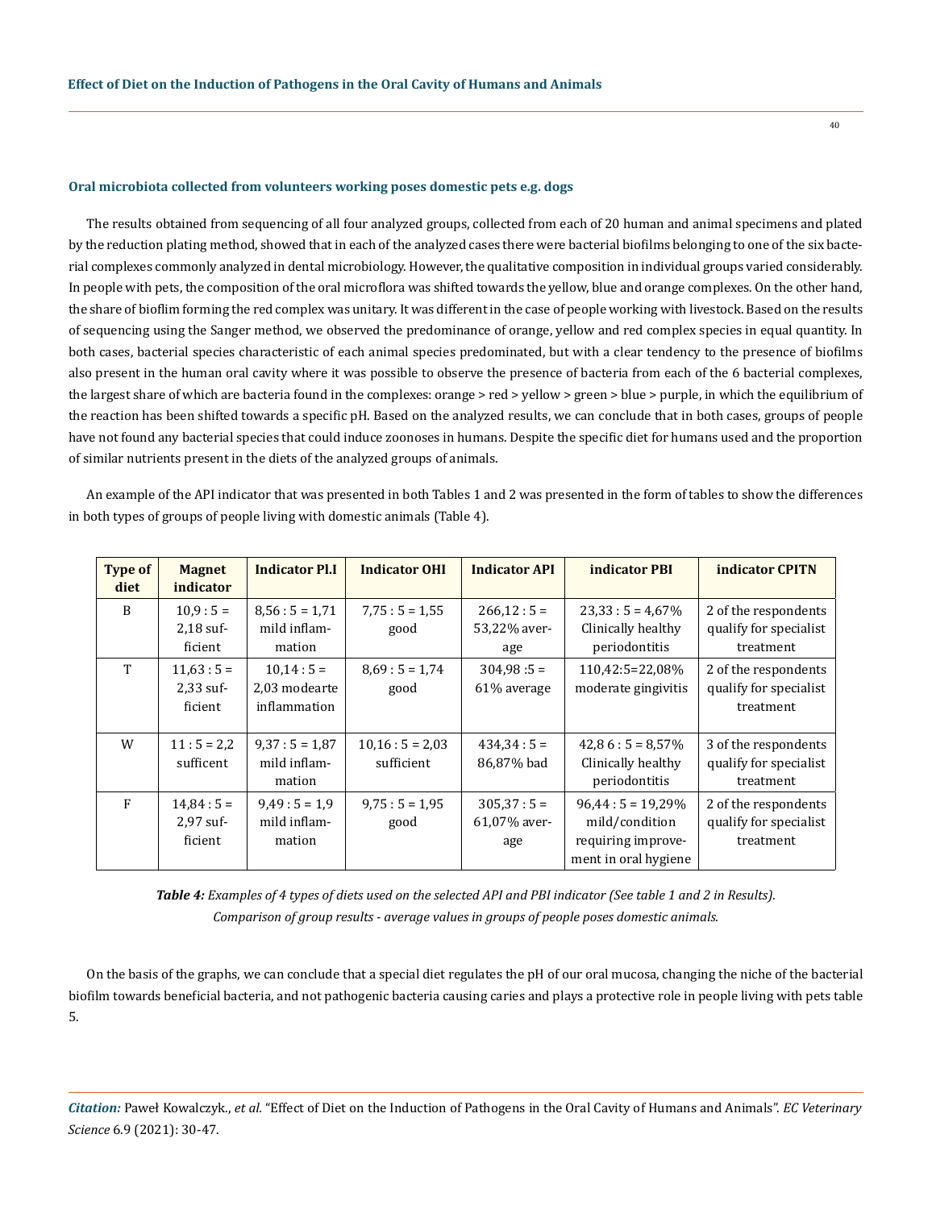#### Oral microbiota collected from volunteers working poses domestic pets e.g. dogs

The results obtained from sequencing of all four analyzed groups, collected from each of 20 human and animal specimens and plated by the reduction plating method, showed that in each of the analyzed cases there were bacterial biofilms belonging to one of the six bacterial complexes commonly analyzed in dental microbiology. However, the qualitative composition in individual groups varied considerably. In people with pets, the composition of the oral microflora was shifted towards the yellow, blue and orange complexes. On the other hand, the share of bioflim forming the red complex was unitary. It was different in the case of people working with livestock. Based on the results of sequencing using the Sanger method, we observed the predominance of orange, yellow and red complex species in equal quantity. In both cases, bacterial species characteristic of each animal species predominated, but with a clear tendency to the presence of biofilms also present in the human oral cavity where it was possible to observe the presence of bacteria from each of the 6 bacterial complexes, the largest share of which are bacteria found in the complexes: orange > red > yellow > green > blue > purple, in which the equilibrium of the reaction has been shifted towards a specific pH. Based on the analyzed results, we can conclude that in both cases, groups of people have not found any bacterial species that could induce zoonoses in humans. Despite the specific diet for humans used and the proportion of similar nutrients present in the diets of the analyzed groups of animals.

An example of the API indicator that was presented in both Tables 1 and 2 was presented in the form of tables to show the differences in both types of groups of people living with domestic animals (Table 4).

| Type of diet | Magnet indicator | Indicator Pl.I | Indicator OHI | Indicator API | indicator PBI | indicator CPITN |
|---|---|---|---|---|---|---|
| B | 10,9 : 5 = 2,18 sufficient | 8,56 : 5 = 1,71 mild inflammation | 7,75 : 5 = 1,55 good | 266,12 : 5 = 53,22% average | 23,33 : 5 = 4,67% Clinically healthy periodontitis | 2 of the respondents qualify for specialist treatment |
| T | 11,63 : 5 = 2,33 sufficient | 10,14 : 5 = 2,03 modearte inflammation | 8,69 : 5 = 1,74 good | 304,98 :5 = 61% average | 110,42:5=22,08% moderate gingivitis | 2 of the respondents qualify for specialist treatment |
| W | 11 : 5 = 2,2 sufficent | 9,37 : 5 = 1,87 mild inflammation | 10,16 : 5 = 2,03 sufficient | 434,34 : 5 = 86,87% bad | 42,8 6 : 5 = 8,57% Clinically healthy periodontitis | 3 of the respondents qualify for specialist treatment |
| F | 14,84 : 5 = 2,97 sufficient | 9,49 : 5 = 1,9 mild inflammation | 9,75 : 5 = 1,95 good | 305,37 : 5 = 61,07% average | 96,44 : 5 = 19,29% mild/condition requiring improvement in oral hygiene | 2 of the respondents qualify for specialist treatment |

***Table 4:*** *Examples of 4 types of diets used on the selected API and PBI indicator (See table 1 and 2 in Results). Comparison of group results - average values in groups of people poses domestic animals.*

On the basis of the graphs, we can conclude that a special diet regulates the pH of our oral mucosa, changing the niche of the bacterial biofilm towards beneficial bacteria, and not pathogenic bacteria causing caries and plays a protective role in people living with pets table 5.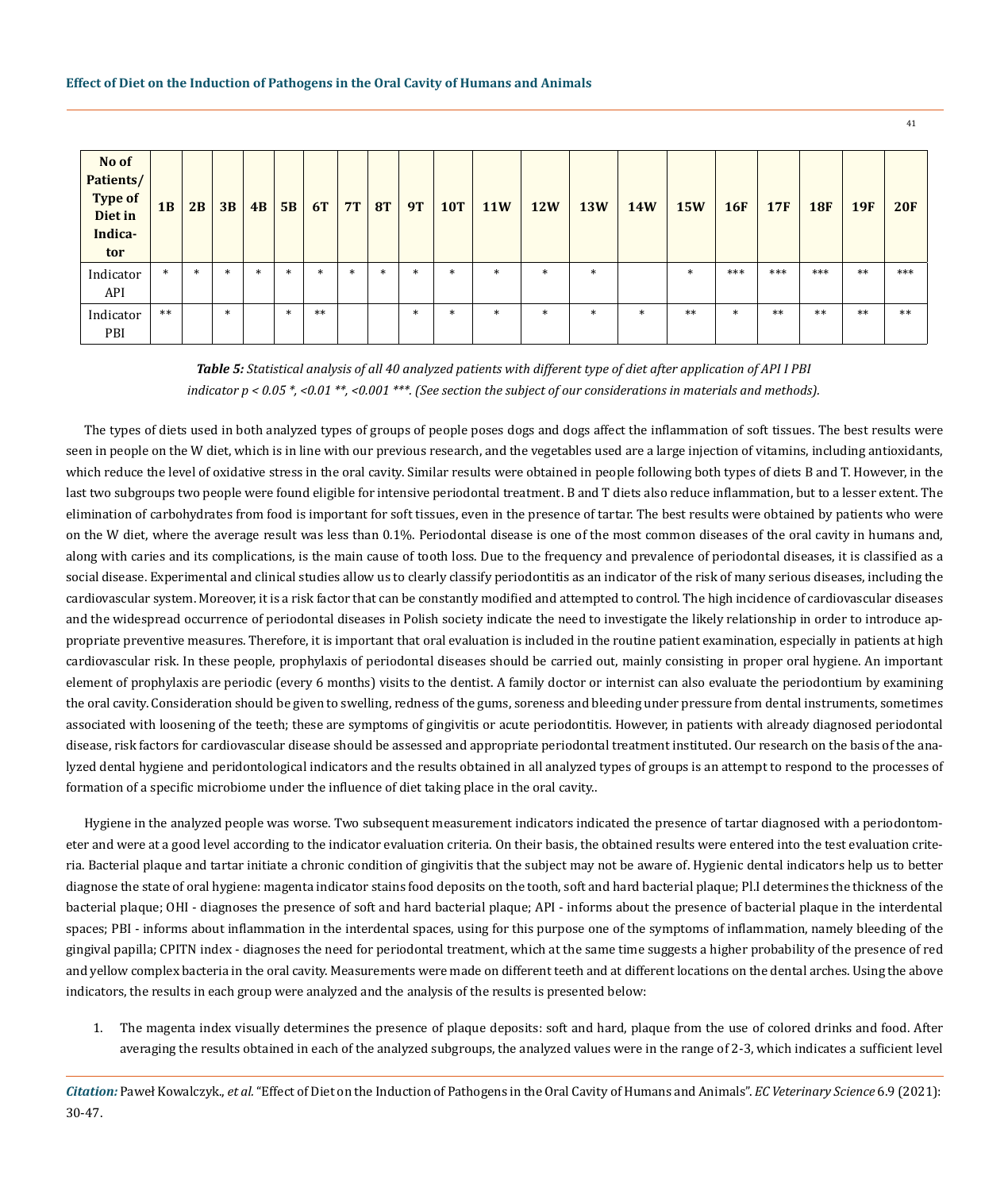| No of Patients/ Type of Diet in Indicator | 1B | 2B | 3B | 4B | 5B | 6T | 7T | 8T | 9T | 10T | 11W | 12W | 13W | 14W | 15W | 16F | 17F | 18F | 19F | 20F |
|---|---|---|---|---|---|---|---|---|---|---|---|---|---|---|---|---|---|---|---|---|
| Indicator API | * | * | * | * | * | * | * | * | * | * | * | * | * | | * | *** | *** | *** | ** | *** |
| Indicator PBI | ** | | * | | * | ** | | | * | * | * | * | * | * | ** | * | ** | ** | ** | ** |

***Table 5:*** *Statistical analysis of all 40 analyzed patients with different type of diet after application of API I PBI indicator $p < 0.05$ *, <0.01 **, <0.001 ***. (See section the subject of our considerations in materials and methods).*

The types of diets used in both analyzed types of groups of people poses dogs and dogs affect the inflammation of soft tissues. The best results were seen in people on the W diet, which is in line with our previous research, and the vegetables used are a large injection of vitamins, including antioxidants, which reduce the level of oxidative stress in the oral cavity. Similar results were obtained in people following both types of diets B and T. However, in the last two subgroups two people were found eligible for intensive periodontal treatment. B and T diets also reduce inflammation, but to a lesser extent. The elimination of carbohydrates from food is important for soft tissues, even in the presence of tartar. The best results were obtained by patients who were on the W diet, where the average result was less than 0.1%. Periodontal disease is one of the most common diseases of the oral cavity in humans and, along with caries and its complications, is the main cause of tooth loss. Due to the frequency and prevalence of periodontal diseases, it is classified as a social disease. Experimental and clinical studies allow us to clearly classify periodontitis as an indicator of the risk of many serious diseases, including the cardiovascular system. Moreover, it is a risk factor that can be constantly modified and attempted to control. The high incidence of cardiovascular diseases and the widespread occurrence of periodontal diseases in Polish society indicate the need to investigate the likely relationship in order to introduce appropriate preventive measures. Therefore, it is important that oral evaluation is included in the routine patient examination, especially in patients at high cardiovascular risk. In these people, prophylaxis of periodontal diseases should be carried out, mainly consisting in proper oral hygiene. An important element of prophylaxis are periodic (every 6 months) visits to the dentist. A family doctor or internist can also evaluate the periodontium by examining the oral cavity. Consideration should be given to swelling, redness of the gums, soreness and bleeding under pressure from dental instruments, sometimes associated with loosening of the teeth; these are symptoms of gingivitis or acute periodontitis. However, in patients with already diagnosed periodontal disease, risk factors for cardiovascular disease should be assessed and appropriate periodontal treatment instituted. Our research on the basis of the analyzed dental hygiene and peridontological indicators and the results obtained in all analyzed types of groups is an attempt to respond to the processes of formation of a specific microbiome under the influence of diet taking place in the oral cavity..

Hygiene in the analyzed people was worse. Two subsequent measurement indicators indicated the presence of tartar diagnosed with a periodontometer and were at a good level according to the indicator evaluation criteria. On their basis, the obtained results were entered into the test evaluation criteria. Bacterial plaque and tartar initiate a chronic condition of gingivitis that the subject may not be aware of. Hygienic dental indicators help us to better diagnose the state of oral hygiene: magenta indicator stains food deposits on the tooth, soft and hard bacterial plaque; Pl.I determines the thickness of the bacterial plaque; OHI - diagnoses the presence of soft and hard bacterial plaque; API - informs about the presence of bacterial plaque in the interdental spaces; PBI - informs about inflammation in the interdental spaces, using for this purpose one of the symptoms of inflammation, namely bleeding of the gingival papilla; CPITN index - diagnoses the need for periodontal treatment, which at the same time suggests a higher probability of the presence of red and yellow complex bacteria in the oral cavity. Measurements were made on different teeth and at different locations on the dental arches. Using the above indicators, the results in each group were analyzed and the analysis of the results is presented below:

1. The magenta index visually determines the presence of plaque deposits: soft and hard, plaque from the use of colored drinks and food. After averaging the results obtained in each of the analyzed subgroups, the analyzed values were in the range of 2-3, which indicates a sufficient level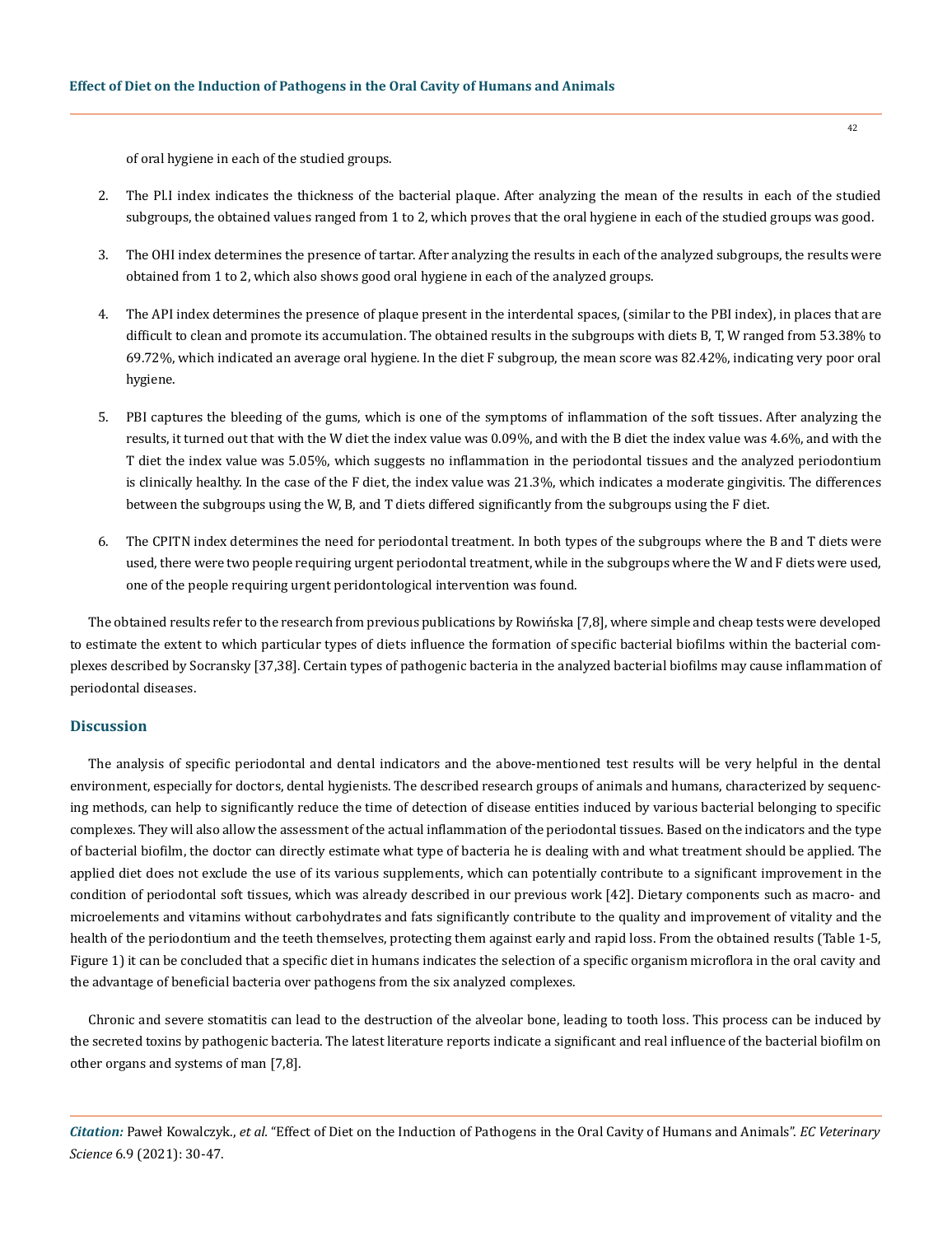of oral hygiene in each of the studied groups.

2. The Pl.I index indicates the thickness of the bacterial plaque. After analyzing the mean of the results in each of the studied subgroups, the obtained values ranged from 1 to 2, which proves that the oral hygiene in each of the studied groups was good.

3. The OHI index determines the presence of tartar. After analyzing the results in each of the analyzed subgroups, the results were obtained from 1 to 2, which also shows good oral hygiene in each of the analyzed groups.

4. The API index determines the presence of plaque present in the interdental spaces, (similar to the PBI index), in places that are difficult to clean and promote its accumulation. The obtained results in the subgroups with diets B, T, W ranged from 53.38% to 69.72%, which indicated an average oral hygiene. In the diet F subgroup, the mean score was 82.42%, indicating very poor oral hygiene.

5. PBI captures the bleeding of the gums, which is one of the symptoms of inflammation of the soft tissues. After analyzing the results, it turned out that with the W diet the index value was 0.09%, and with the B diet the index value was 4.6%, and with the T diet the index value was 5.05%, which suggests no inflammation in the periodontal tissues and the analyzed periodontium is clinically healthy. In the case of the F diet, the index value was 21.3%, which indicates a moderate gingivitis. The differences between the subgroups using the W, B, and T diets differed significantly from the subgroups using the F diet.

6. The CPITN index determines the need for periodontal treatment. In both types of the subgroups where the B and T diets were used, there were two people requiring urgent periodontal treatment, while in the subgroups where the W and F diets were used, one of the people requiring urgent peridontological intervention was found.

The obtained results refer to the research from previous publications by Rowińska [7,8], where simple and cheap tests were developed to estimate the extent to which particular types of diets influence the formation of specific bacterial biofilms within the bacterial complexes described by Socransky [37,38]. Certain types of pathogenic bacteria in the analyzed bacterial biofilms may cause inflammation of periodontal diseases.

## Discussion

The analysis of specific periodontal and dental indicators and the above-mentioned test results will be very helpful in the dental environment, especially for doctors, dental hygienists. The described research groups of animals and humans, characterized by sequencing methods, can help to significantly reduce the time of detection of disease entities induced by various bacterial belonging to specific complexes. They will also allow the assessment of the actual inflammation of the periodontal tissues. Based on the indicators and the type of bacterial biofilm, the doctor can directly estimate what type of bacteria he is dealing with and what treatment should be applied. The applied diet does not exclude the use of its various supplements, which can potentially contribute to a significant improvement in the condition of periodontal soft tissues, which was already described in our previous work [42]. Dietary components such as macro- and microelements and vitamins without carbohydrates and fats significantly contribute to the quality and improvement of vitality and the health of the periodontium and the teeth themselves, protecting them against early and rapid loss. From the obtained results (Table 1-5, Figure 1) it can be concluded that a specific diet in humans indicates the selection of a specific organism microflora in the oral cavity and the advantage of beneficial bacteria over pathogens from the six analyzed complexes.

Chronic and severe stomatitis can lead to the destruction of the alveolar bone, leading to tooth loss. This process can be induced by the secreted toxins by pathogenic bacteria. The latest literature reports indicate a significant and real influence of the bacterial biofilm on other organs and systems of man [7,8].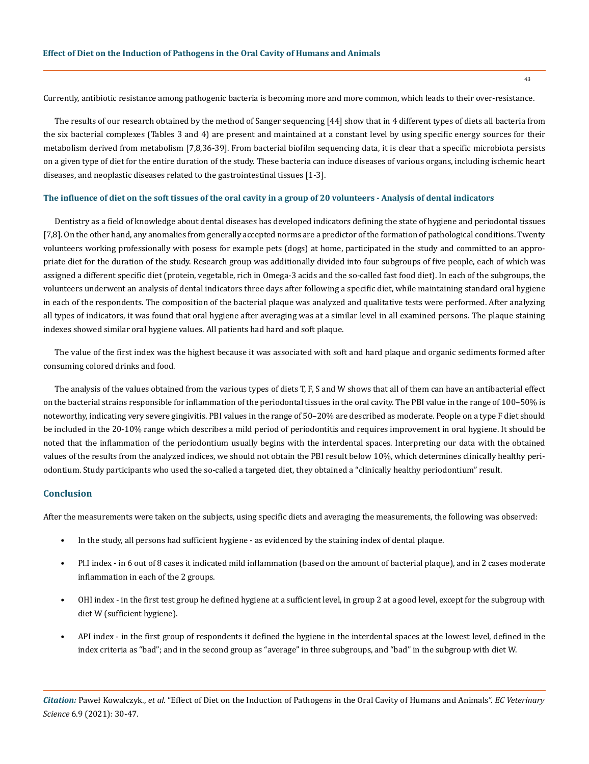Currently, antibiotic resistance among pathogenic bacteria is becoming more and more common, which leads to their over-resistance.

The results of our research obtained by the method of Sanger sequencing [44] show that in 4 different types of diets all bacteria from the six bacterial complexes (Tables 3 and 4) are present and maintained at a constant level by using specific energy sources for their metabolism derived from metabolism [7,8,36-39]. From bacterial biofilm sequencing data, it is clear that a specific microbiota persists on a given type of diet for the entire duration of the study. These bacteria can induce diseases of various organs, including ischemic heart diseases, and neoplastic diseases related to the gastrointestinal tissues [1-3].

### The influence of diet on the soft tissues of the oral cavity in a group of 20 volunteers - Analysis of dental indicators

Dentistry as a field of knowledge about dental diseases has developed indicators defining the state of hygiene and periodontal tissues [7,8]. On the other hand, any anomalies from generally accepted norms are a predictor of the formation of pathological conditions. Twenty volunteers working professionally with posess for example pets (dogs) at home, participated in the study and committed to an appropriate diet for the duration of the study. Research group was additionally divided into four subgroups of five people, each of which was assigned a different specific diet (protein, vegetable, rich in Omega-3 acids and the so-called fast food diet). In each of the subgroups, the volunteers underwent an analysis of dental indicators three days after following a specific diet, while maintaining standard oral hygiene in each of the respondents. The composition of the bacterial plaque was analyzed and qualitative tests were performed. After analyzing all types of indicators, it was found that oral hygiene after averaging was at a similar level in all examined persons. The plaque staining indexes showed similar oral hygiene values. All patients had hard and soft plaque.

The value of the first index was the highest because it was associated with soft and hard plaque and organic sediments formed after consuming colored drinks and food.

The analysis of the values obtained from the various types of diets T, F, S and W shows that all of them can have an antibacterial effect on the bacterial strains responsible for inflammation of the periodontal tissues in the oral cavity. The PBI value in the range of 100–50% is noteworthy, indicating very severe gingivitis. PBI values in the range of 50–20% are described as moderate. People on a type F diet should be included in the 20-10% range which describes a mild period of periodontitis and requires improvement in oral hygiene. It should be noted that the inflammation of the periodontium usually begins with the interdental spaces. Interpreting our data with the obtained values of the results from the analyzed indices, we should not obtain the PBI result below 10%, which determines clinically healthy periodontium. Study participants who used the so-called a targeted diet, they obtained a "clinically healthy periodontium" result.

## Conclusion

After the measurements were taken on the subjects, using specific diets and averaging the measurements, the following was observed:

- In the study, all persons had sufficient hygiene - as evidenced by the staining index of dental plaque.
- Pl.I index - in 6 out of 8 cases it indicated mild inflammation (based on the amount of bacterial plaque), and in 2 cases moderate inflammation in each of the 2 groups.
- OHI index - in the first test group he defined hygiene at a sufficient level, in group 2 at a good level, except for the subgroup with diet W (sufficient hygiene).
- API index - in the first group of respondents it defined the hygiene in the interdental spaces at the lowest level, defined in the index criteria as "bad"; and in the second group as "average" in three subgroups, and "bad" in the subgroup with diet W.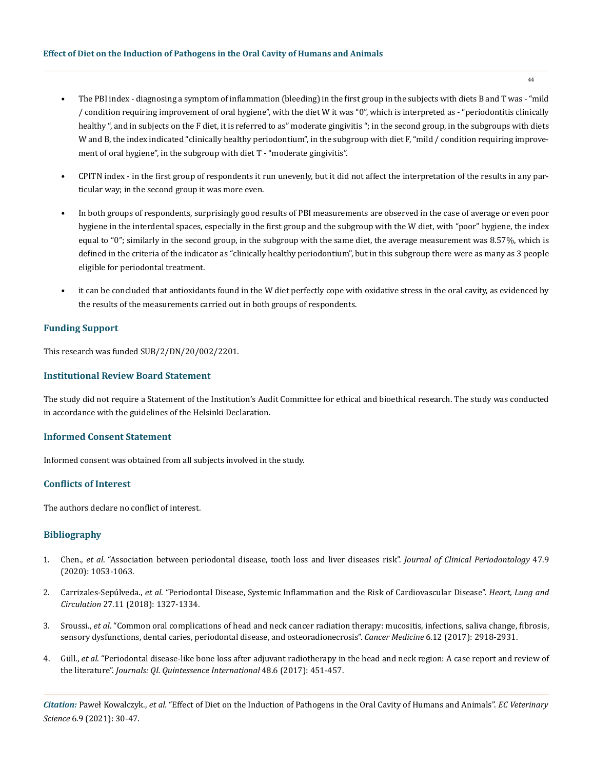- The PBI index - diagnosing a symptom of inflammation (bleeding) in the first group in the subjects with diets B and T was - "mild / condition requiring improvement of oral hygiene", with the diet W it was "0", which is interpreted as - "periodontitis clinically healthy ", and in subjects on the F diet, it is referred to as" moderate gingivitis "; in the second group, in the subgroups with diets W and B, the index indicated "clinically healthy periodontium", in the subgroup with diet F, "mild / condition requiring improvement of oral hygiene", in the subgroup with diet T - "moderate gingivitis".
- CPITN index - in the first group of respondents it run unevenly, but it did not affect the interpretation of the results in any particular way; in the second group it was more even.
- In both groups of respondents, surprisingly good results of PBI measurements are observed in the case of average or even poor hygiene in the interdental spaces, especially in the first group and the subgroup with the W diet, with "poor" hygiene, the index equal to "0"; similarly in the second group, in the subgroup with the same diet, the average measurement was 8.57%, which is defined in the criteria of the indicator as "clinically healthy periodontium", but in this subgroup there were as many as 3 people eligible for periodontal treatment.
- it can be concluded that antioxidants found in the W diet perfectly cope with oxidative stress in the oral cavity, as evidenced by the results of the measurements carried out in both groups of respondents.

## Funding Support

This research was funded SUB/2/DN/20/002/2201.

## Institutional Review Board Statement

The study did not require a Statement of the Institution's Audit Committee for ethical and bioethical research. The study was conducted in accordance with the guidelines of the Helsinki Declaration.

## Informed Consent Statement

Informed consent was obtained from all subjects involved in the study.

## Conflicts of Interest

The authors declare no conflict of interest.

## Bibliography

1. Chen., *et al*. "Association between periodontal disease, tooth loss and liver diseases risk". *Journal of Clinical Periodontology* 47.9 (2020): 1053-1063.
2. Carrizales-Sepúlveda., *et al*. "Periodontal Disease, Systemic Inflammation and the Risk of Cardiovascular Disease". *Heart, Lung and Circulation* 27.11 (2018): 1327-1334.
3. Sroussi., *et al*. "Common oral complications of head and neck cancer radiation therapy: mucositis, infections, saliva change, fibrosis, sensory dysfunctions, dental caries, periodontal disease, and osteoradionecrosis". *Cancer Medicine* 6.12 (2017): 2918-2931.
4. Güll., *et al*. "Periodontal disease-like bone loss after adjuvant radiotherapy in the head and neck region: A case report and review of the literature". *Journals: QI. Quintessence International* 48.6 (2017): 451-457.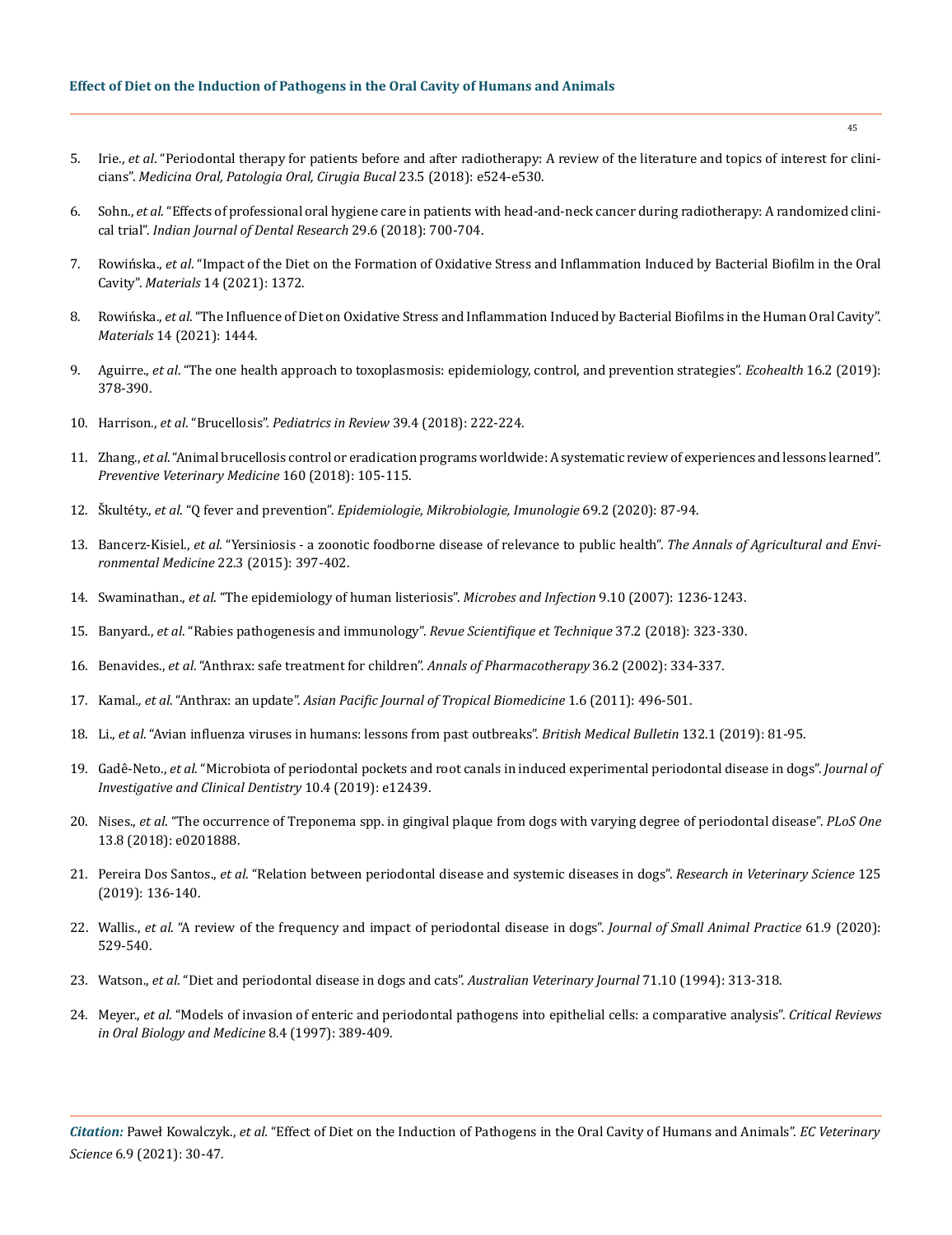5. Irie., *et al*. "Periodontal therapy for patients before and after radiotherapy: A review of the literature and topics of interest for clinicians". *Medicina Oral, Patologia Oral, Cirugia Bucal* 23.5 (2018): e524-e530.

6. Sohn., *et al*. "Effects of professional oral hygiene care in patients with head-and-neck cancer during radiotherapy: A randomized clinical trial". *Indian Journal of Dental Research* 29.6 (2018): 700-704.

7. Rowińska., *et al*. "Impact of the Diet on the Formation of Oxidative Stress and Inflammation Induced by Bacterial Biofilm in the Oral Cavity". *Materials* 14 (2021): 1372.

8. Rowińska., *et al*. "The Influence of Diet on Oxidative Stress and Inflammation Induced by Bacterial Biofilms in the Human Oral Cavity". *Materials* 14 (2021): 1444.

9. Aguirre., *et al*. "The one health approach to toxoplasmosis: epidemiology, control, and prevention strategies". *Ecohealth* 16.2 (2019): 378-390.

10. Harrison., *et al*. "Brucellosis". *Pediatrics in Review* 39.4 (2018): 222-224.

11. Zhang., *et al*. "Animal brucellosis control or eradication programs worldwide: A systematic review of experiences and lessons learned". *Preventive Veterinary Medicine* 160 (2018): 105-115.

12. Škultéty., *et al*. "Q fever and prevention". *Epidemiologie, Mikrobiologie, Imunologie* 69.2 (2020): 87-94.

13. Bancerz-Kisiel., *et al*. "Yersiniosis - a zoonotic foodborne disease of relevance to public health". *The Annals of Agricultural and Environmental Medicine* 22.3 (2015): 397-402.

14. Swaminathan., *et al*. "The epidemiology of human listeriosis". *Microbes and Infection* 9.10 (2007): 1236-1243.

15. Banyard., *et al*. "Rabies pathogenesis and immunology". *Revue Scientifique et Technique* 37.2 (2018): 323-330.

16. Benavides., *et al*. "Anthrax: safe treatment for children". *Annals of Pharmacotherapy* 36.2 (2002): 334-337.

17. Kamal., *et al*. "Anthrax: an update". *Asian Pacific Journal of Tropical Biomedicine* 1.6 (2011): 496-501.

18. Li., *et al*. "Avian influenza viruses in humans: lessons from past outbreaks". *British Medical Bulletin* 132.1 (2019): 81-95.

19. Gadê-Neto., *et al*. "Microbiota of periodontal pockets and root canals in induced experimental periodontal disease in dogs". *Journal of Investigative and Clinical Dentistry* 10.4 (2019): e12439.

20. Nises., *et al*. "The occurrence of Treponema spp. in gingival plaque from dogs with varying degree of periodontal disease". *PLoS One* 13.8 (2018): e0201888.

21. Pereira Dos Santos., *et al*. "Relation between periodontal disease and systemic diseases in dogs". *Research in Veterinary Science* 125 (2019): 136-140.

22. Wallis., *et al*. "A review of the frequency and impact of periodontal disease in dogs". *Journal of Small Animal Practice* 61.9 (2020): 529-540.

23. Watson., *et al*. "Diet and periodontal disease in dogs and cats". *Australian Veterinary Journal* 71.10 (1994): 313-318.

24. Meyer., *et al*. "Models of invasion of enteric and periodontal pathogens into epithelial cells: a comparative analysis". *Critical Reviews in Oral Biology and Medicine* 8.4 (1997): 389-409.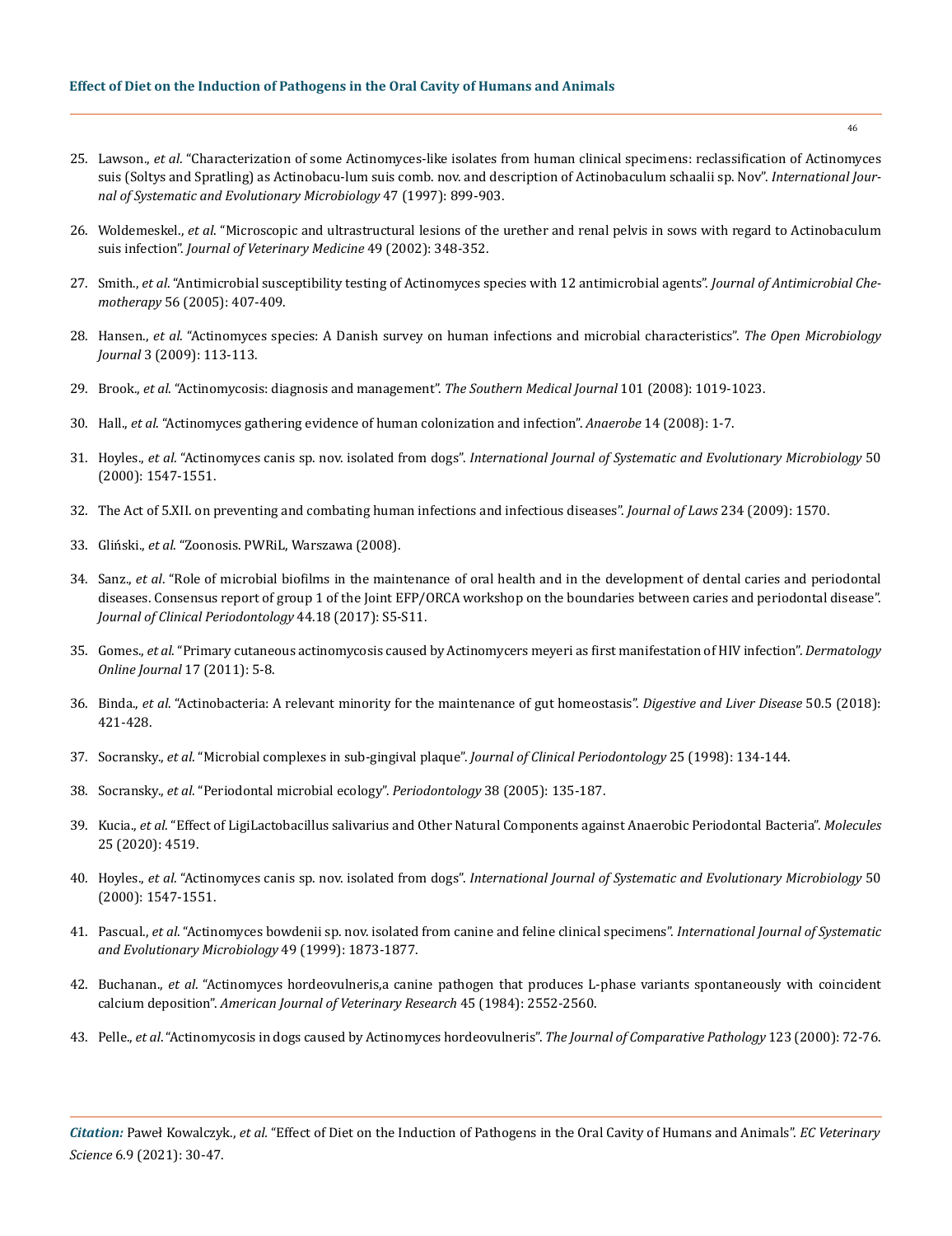25. Lawson., *et al*. "Characterization of some Actinomyces-like isolates from human clinical specimens: reclassification of Actinomyces suis (Soltys and Spratling) as Actinobacu-lum suis comb. nov. and description of Actinobaculum schaalii sp. Nov". *International Journal of Systematic and Evolutionary Microbiology* 47 (1997): 899-903.

26. Woldemeskel., *et al*. "Microscopic and ultrastructural lesions of the urether and renal pelvis in sows with regard to Actinobaculum suis infection". *Journal of Veterinary Medicine* 49 (2002): 348-352.

27. Smith., *et al*. "Antimicrobial susceptibility testing of Actinomyces species with 12 antimicrobial agents". *Journal of Antimicrobial Chemotherapy* 56 (2005): 407-409.

28. Hansen., *et al*. "Actinomyces species: A Danish survey on human infections and microbial characteristics". *The Open Microbiology Journal* 3 (2009): 113-113.

29. Brook., *et al*. "Actinomycosis: diagnosis and management". *The Southern Medical Journal* 101 (2008): 1019-1023.

30. Hall., *et al*. "Actinomyces gathering evidence of human colonization and infection". *Anaerobe* 14 (2008): 1-7.

31. Hoyles., *et al*. "Actinomyces canis sp. nov. isolated from dogs". *International Journal of Systematic and Evolutionary Microbiology* 50 (2000): 1547-1551.

32. The Act of 5.XII. on preventing and combating human infections and infectious diseases". *Journal of Laws* 234 (2009): 1570.

33. Gliński., *et al*. "Zoonosis. PWRiL, Warszawa (2008).

34. Sanz., *et al*. "Role of microbial biofilms in the maintenance of oral health and in the development of dental caries and periodontal diseases. Consensus report of group 1 of the Joint EFP/ORCA workshop on the boundaries between caries and periodontal disease". *Journal of Clinical Periodontology* 44.18 (2017): S5-S11.

35. Gomes., *et al*. "Primary cutaneous actinomycosis caused by Actinomycers meyeri as first manifestation of HIV infection". *Dermatology Online Journal* 17 (2011): 5-8.

36. Binda., *et al*. "Actinobacteria: A relevant minority for the maintenance of gut homeostasis". *Digestive and Liver Disease* 50.5 (2018): 421-428.

37. Socransky., *et al*. "Microbial complexes in sub-gingival plaque". *Journal of Clinical Periodontology* 25 (1998): 134-144.

38. Socransky., *et al*. "Periodontal microbial ecology". *Periodontology* 38 (2005): 135-187.

39. Kucia., *et al*. "Effect of LigiLactobacillus salivarius and Other Natural Components against Anaerobic Periodontal Bacteria". *Molecules* 25 (2020): 4519.

40. Hoyles., *et al*. "Actinomyces canis sp. nov. isolated from dogs". *International Journal of Systematic and Evolutionary Microbiology* 50 (2000): 1547-1551.

41. Pascual., *et al*. "Actinomyces bowdenii sp. nov. isolated from canine and feline clinical specimens". *International Journal of Systematic and Evolutionary Microbiology* 49 (1999): 1873-1877.

42. Buchanan., *et al*. "Actinomyces hordeovulneris,a canine pathogen that produces L-phase variants spontaneously with coincident calcium deposition". *American Journal of Veterinary Research* 45 (1984): 2552-2560.

43. Pelle., *et al*. "Actinomycosis in dogs caused by Actinomyces hordeovulneris". *The Journal of Comparative Pathology* 123 (2000): 72-76.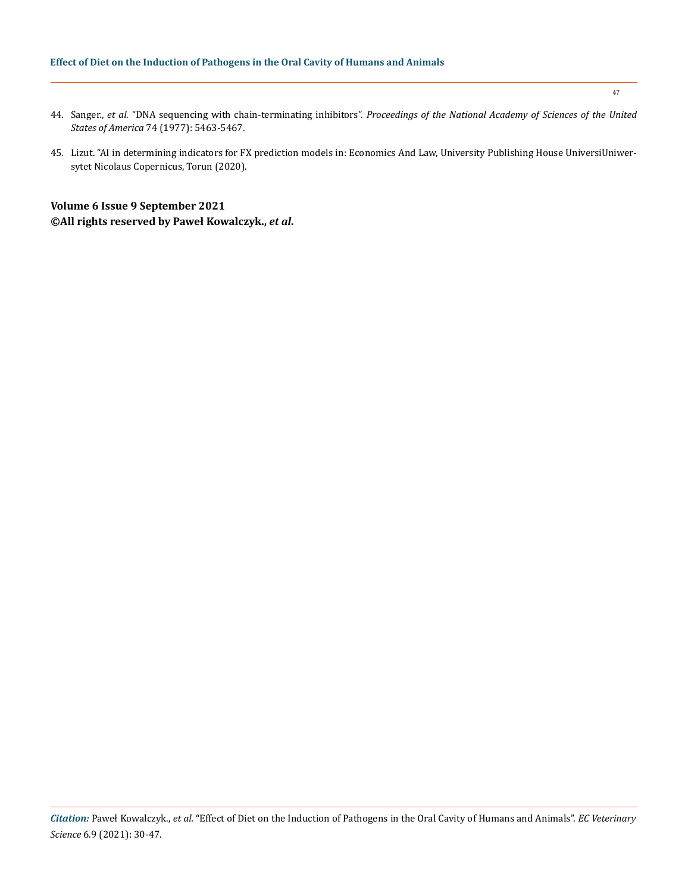44. Sanger., *et al*. "DNA sequencing with chain-terminating inhibitors". *Proceedings of the National Academy of Sciences of the United States of America* 74 (1977): 5463-5467.

45. Lizut. "AI in determining indicators for FX prediction models in: Economics And Law, University Publishing House UniversiUniwersytet Nicolaus Copernicus, Torun (2020).

**Volume 6 Issue 9 September 2021**
**©All rights reserved by Paweł Kowalczyk., *et al*.**